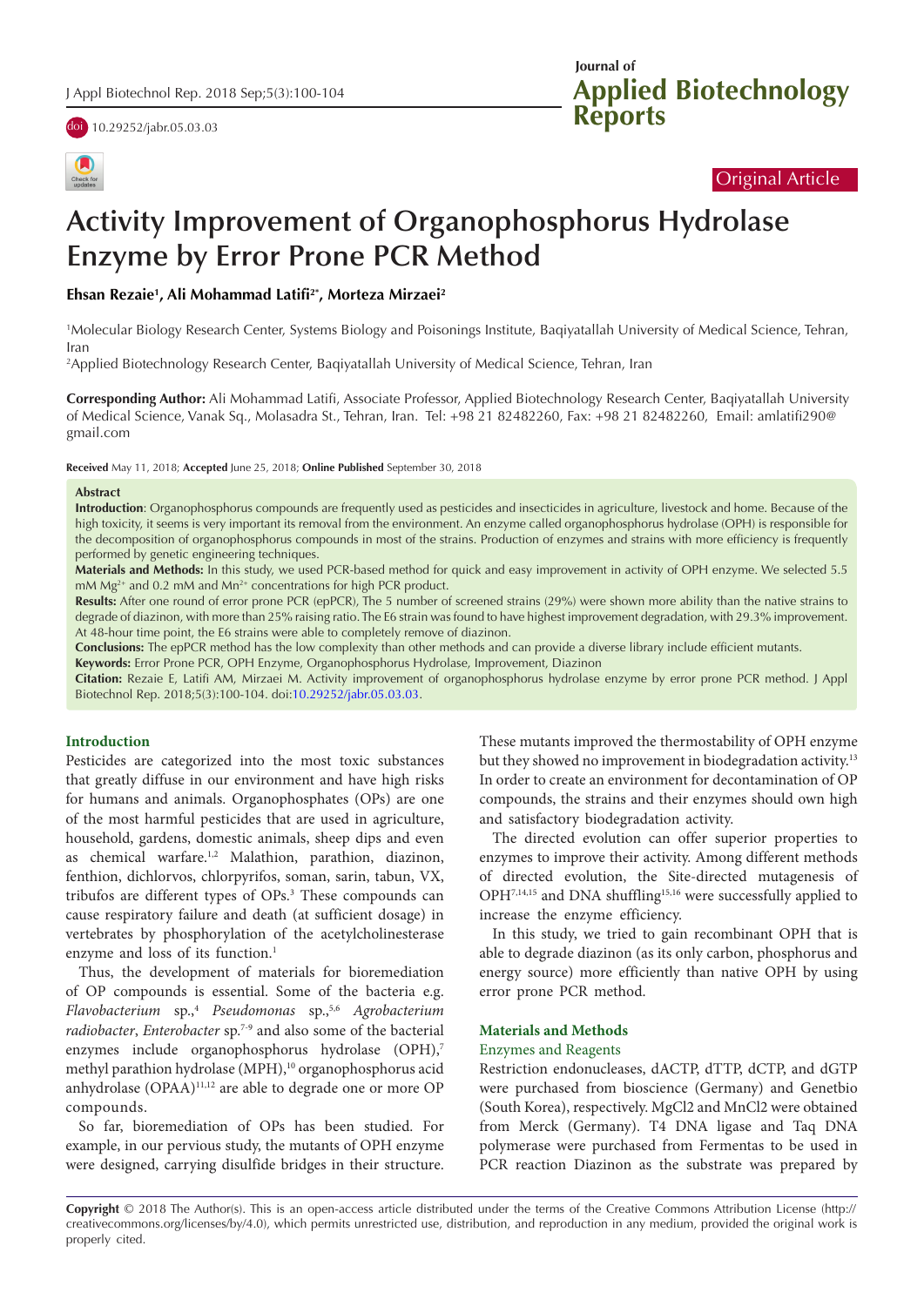doi 10.29252/jabr.05.03.03

Original Article

# Activity Improvement of Organophosphorus Hydrolase Enzyme by Error Prone PCR Method

**Ehsan Rezaie[1], Ali Mohammad Latifi[2*], Morteza Mirzaei[2]**

[1]Molecular Biology Research Center, Systems Biology and Poisonings Institute, Baqiyatallah University of Medical Science, Tehran, Iran

[2]Applied Biotechnology Research Center, Baqiyatallah University of Medical Science, Tehran, Iran

**Corresponding Author:** Ali Mohammad Latifi, Associate Professor, Applied Biotechnology Research Center, Baqiyatallah University of Medical Science, Vanak Sq., Molasadra St., Tehran, Iran. Tel: +98 21 82482260, Fax: +98 21 82482260, Email: amlatifi290@gmail.com

**Received** May 11, 2018; **Accepted** June 25, 2018; **Online Published** September 30, 2018

## Abstract

**Introduction**: Organophosphorus compounds are frequently used as pesticides and insecticides in agriculture, livestock and home. Because of the high toxicity, it seems is very important its removal from the environment. An enzyme called organophosphorus hydrolase (OPH) is responsible for the decomposition of organophosphorus compounds in most of the strains. Production of enzymes and strains with more efficiency is frequently performed by genetic engineering techniques.

**Materials and Methods:** In this study, we used PCR-based method for quick and easy improvement in activity of OPH enzyme. We selected 5.5 mM $Mg^{2+}$ and 0.2 mM and $Mn^{2+}$ concentrations for high PCR product.

**Results:** After one round of error prone PCR (epPCR), The 5 number of screened strains (29%) were shown more ability than the native strains to degrade of diazinon, with more than 25% raising ratio. The E6 strain was found to have highest improvement degradation, with 29.3% improvement. At 48-hour time point, the E6 strains were able to completely remove of diazinon.

**Conclusions:** The epPCR method has the low complexity than other methods and can provide a diverse library include efficient mutants.

**Keywords:** Error Prone PCR, OPH Enzyme, Organophosphorus Hydrolase, Improvement, Diazinon

**Citation:** Rezaie E, Latifi AM, Mirzaei M. Activity improvement of organophosphorus hydrolase enzyme by error prone PCR method. J Appl Biotechnol Rep. 2018;5(3):100-104. doi:10.29252/jabr.05.03.03.

## Introduction

Pesticides are categorized into the most toxic substances that greatly diffuse in our environment and have high risks for humans and animals. Organophosphates (OPs) are one of the most harmful pesticides that are used in agriculture, household, gardens, domestic animals, sheep dips and even as chemical warfare.[1,2] Malathion, parathion, diazinon, fenthion, dichlorvos, chlorpyrifos, soman, sarin, tabun, VX, tribufos are different types of OPs.[3] These compounds can cause respiratory failure and death (at sufficient dosage) in vertebrates by phosphorylation of the acetylcholinesterase enzyme and loss of its function.[1]

Thus, the development of materials for bioremediation of OP compounds is essential. Some of the bacteria e.g. *Flavobacterium* sp.,[4] *Pseudomonas* sp.,[5,6] *Agrobacterium radiobacter*, *Enterobacter* sp.[7-9] and also some of the bacterial enzymes include organophosphorus hydrolase (OPH),[7] methyl parathion hydrolase (MPH),[10] organophosphorus acid anhydrolase (OPAA)[11,12] are able to degrade one or more OP compounds.

So far, bioremediation of OPs has been studied. For example, in our pervious study, the mutants of OPH enzyme were designed, carrying disulfide bridges in their structure. These mutants improved the thermostability of OPH enzyme but they showed no improvement in biodegradation activity.[13] In order to create an environment for decontamination of OP compounds, the strains and their enzymes should own high and satisfactory biodegradation activity.

The directed evolution can offer superior properties to enzymes to improve their activity. Among different methods of directed evolution, the Site-directed mutagenesis of OPH[7,14,15] and DNA shuffling[15,16] were successfully applied to increase the enzyme efficiency.

In this study, we tried to gain recombinant OPH that is able to degrade diazinon (as its only carbon, phosphorus and energy source) more efficiently than native OPH by using error prone PCR method.

## Materials and Methods

### Enzymes and Reagents

Restriction endonucleases, dACTP, dTTP, dCTP, and dGTP were purchased from bioscience (Germany) and Genetbio (South Korea), respectively. MgCl2 and MnCl2 were obtained from Merck (Germany). T4 DNA ligase and Taq DNA polymerase were purchased from Fermentas to be used in PCR reaction Diazinon as the substrate was prepared by

**Copyright** © 2018 The Author(s). This is an open-access article distributed under the terms of the Creative Commons Attribution License (http://creativecommons.org/licenses/by/4.0), which permits unrestricted use, distribution, and reproduction in any medium, provided the original work is properly cited.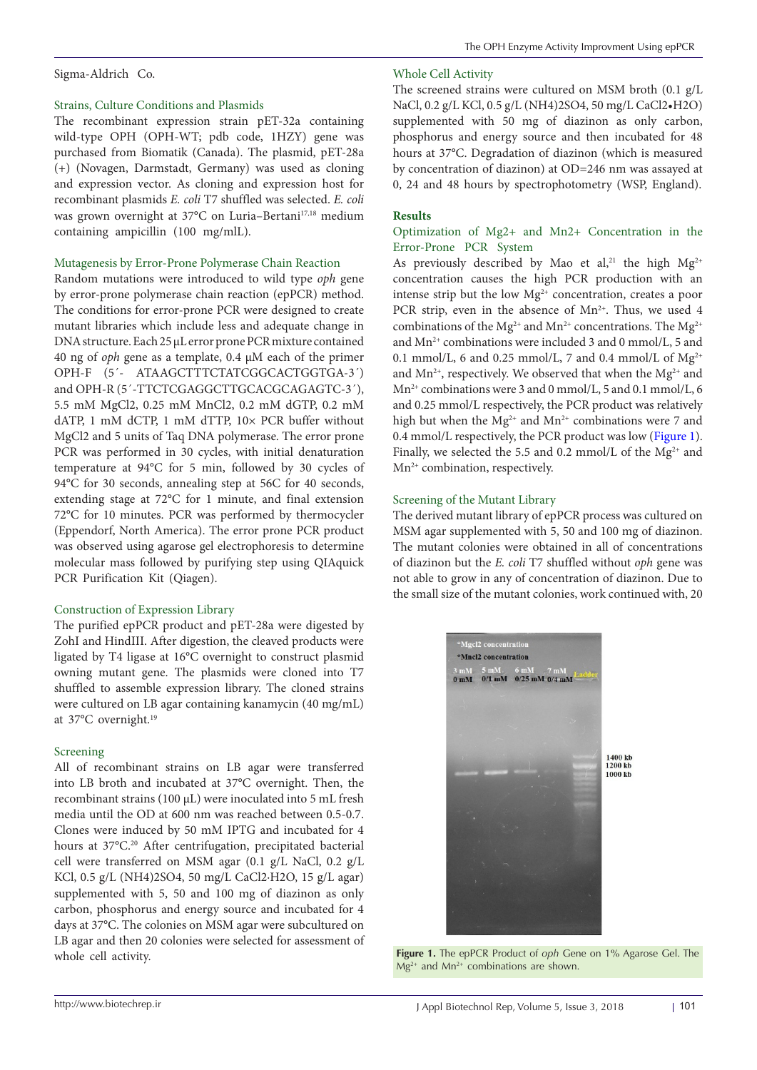Sigma-Aldrich Co.

### Strains, Culture Conditions and Plasmids

The recombinant expression strain pET-32a containing wild-type OPH (OPH-WT; pdb code, 1HZY) gene was purchased from Biomatik (Canada). The plasmid, pET-28a (+) (Novagen, Darmstadt, Germany) was used as cloning and expression vector. As cloning and expression host for recombinant plasmids *E. coli* T7 shuffled was selected. *E. coli* was grown overnight at 37°C on Luria–Bertani[17,18] medium containing ampicillin (100 mg/mlL).

### Mutagenesis by Error-Prone Polymerase Chain Reaction

Random mutations were introduced to wild type *oph* gene by error-prone polymerase chain reaction (epPCR) method. The conditions for error-prone PCR were designed to create mutant libraries which include less and adequate change in DNA structure. Each 25 µL error prone PCR mixture contained 40 ng of *oph* gene as a template, 0.4 µM each of the primer OPH-F (5´- ATAAGCTTTCTATCGGCACTGGTGA-3´) and OPH-R (5´-TTCTCGAGGCTTGCACGCAGAGTC-3´), 5.5 mM MgCl2, 0.25 mM MnCl2, 0.2 mM dGTP, 0.2 mM dATP, 1 mM dCTP, 1 mM dTTP, 10× PCR buffer without MgCl2 and 5 units of Taq DNA polymerase. The error prone PCR was performed in 30 cycles, with initial denaturation temperature at 94°C for 5 min, followed by 30 cycles of 94°C for 30 seconds, annealing step at 56C for 40 seconds, extending stage at 72°C for 1 minute, and final extension 72°C for 10 minutes. PCR was performed by thermocycler (Eppendorf, North America). The error prone PCR product was observed using agarose gel electrophoresis to determine molecular mass followed by purifying step using QIAquick PCR Purification Kit (Qiagen).

### Construction of Expression Library

The purified epPCR product and pET-28a were digested by ZohI and HindIII. After digestion, the cleaved products were ligated by T4 ligase at 16°C overnight to construct plasmid owning mutant gene. The plasmids were cloned into T7 shuffled to assemble expression library. The cloned strains were cultured on LB agar containing kanamycin (40 mg/mL) at 37°C overnight.[19]

### Screening

All of recombinant strains on LB agar were transferred into LB broth and incubated at 37°C overnight. Then, the recombinant strains (100 µL) were inoculated into 5 mL fresh media until the OD at 600 nm was reached between 0.5-0.7. Clones were induced by 50 mM IPTG and incubated for 4 hours at 37°C.[20] After centrifugation, precipitated bacterial cell were transferred on MSM agar (0.1 g/L NaCl, 0.2 g/L KCl, 0.5 g/L (NH4)2SO4, 50 mg/L CaCl2·H2O, 15 g/L agar) supplemented with 5, 50 and 100 mg of diazinon as only carbon, phosphorus and energy source and incubated for 4 days at 37°C. The colonies on MSM agar were subcultured on LB agar and then 20 colonies were selected for assessment of whole cell activity.

### Whole Cell Activity

The screened strains were cultured on MSM broth (0.1 g/L NaCl, 0.2 g/L KCl, 0.5 g/L (NH4)2SO4, 50 mg/L CaCl2•H2O) supplemented with 50 mg of diazinon as only carbon, phosphorus and energy source and then incubated for 48 hours at 37°C. Degradation of diazinon (which is measured by concentration of diazinon) at OD=246 nm was assayed at 0, 24 and 48 hours by spectrophotometry (WSP, England).

## Results

### Optimization of Mg2+ and Mn2+ Concentration in the Error-Prone PCR System

As previously described by Mao et al,[21] the high $Mg^{2+}$ concentration causes the high PCR production with an intense strip but the low $Mg^{2+}$ concentration, creates a poor PCR strip, even in the absence of $Mn^{2+}$. Thus, we used 4 combinations of the $Mg^{2+}$ and $Mn^{2+}$ concentrations. The $Mg^{2+}$ and $Mn^{2+}$ combinations were included 3 and 0 mmol/L, 5 and 0.1 mmol/L, 6 and 0.25 mmol/L, 7 and 0.4 mmol/L of $Mg^{2+}$ and $Mn^{2+}$, respectively. We observed that when the $Mg^{2+}$ and $Mn^{2+}$ combinations were 3 and 0 mmol/L, 5 and 0.1 mmol/L, 6 and 0.25 mmol/L respectively, the PCR product was relatively high but when the $Mg^{2+}$ and $Mn^{2+}$ combinations were 7 and 0.4 mmol/L respectively, the PCR product was low (Figure 1). Finally, we selected the 5.5 and 0.2 mmol/L of the $Mg^{2+}$ and $Mn^{2+}$ combination, respectively.

### Screening of the Mutant Library

The derived mutant library of epPCR process was cultured on MSM agar supplemented with 5, 50 and 100 mg of diazinon. The mutant colonies were obtained in all of concentrations of diazinon but the *E. coli* T7 shuffled without *oph* gene was not able to grow in any of concentration of diazinon. Due to the small size of the mutant colonies, work continued with, 20

**Figure 1.** The epPCR Product of *oph* Gene on 1% Agarose Gel. The $Mg^{2+}$ and $Mn^{2+}$ combinations are shown.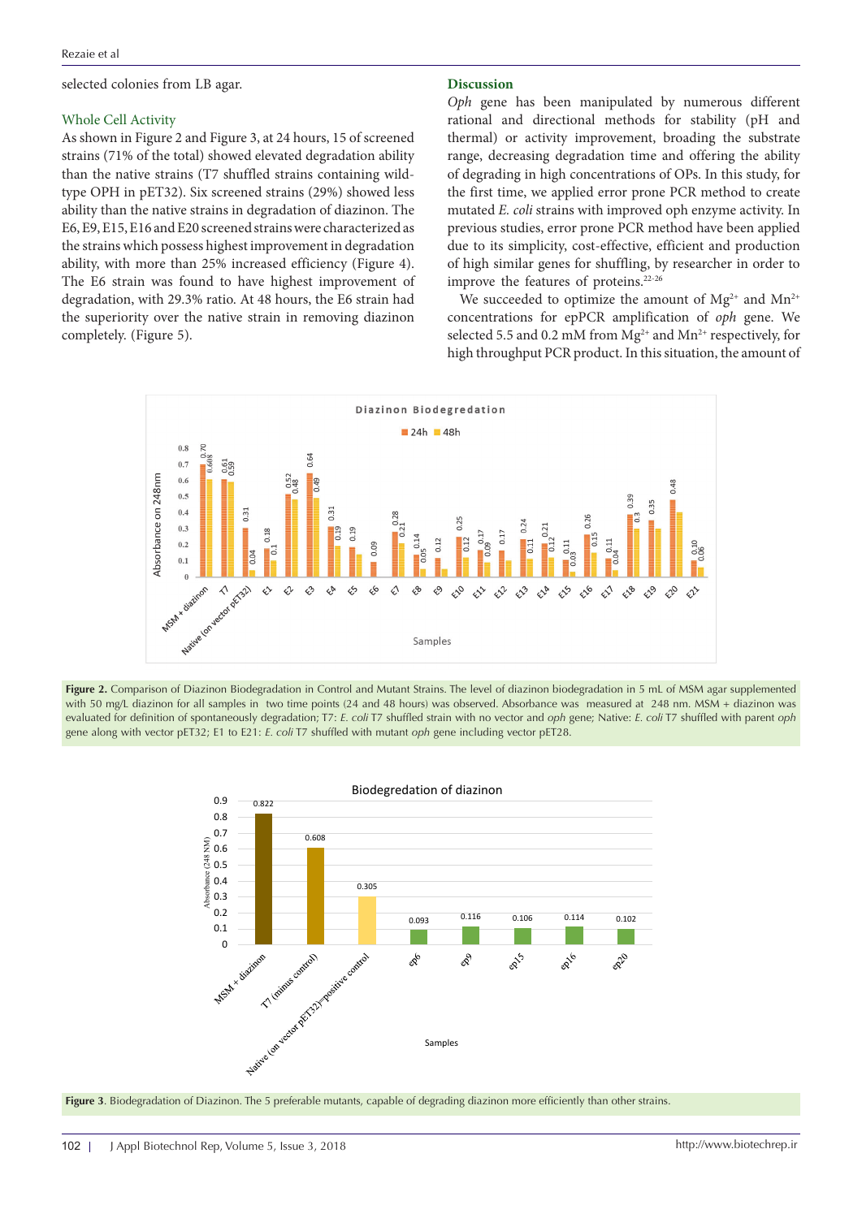selected colonies from LB agar.

### Whole Cell Activity

As shown in Figure 2 and Figure 3, at 24 hours, 15 of screened strains (71% of the total) showed elevated degradation ability than the native strains (T7 shuffled strains containing wild-type OPH in pET32). Six screened strains (29%) showed less ability than the native strains in degradation of diazinon. The E6, E9, E15, E16 and E20 screened strains were characterized as the strains which possess highest improvement in degradation ability, with more than 25% increased efficiency (Figure 4). The E6 strain was found to have highest improvement of degradation, with 29.3% ratio. At 48 hours, the E6 strain had the superiority over the native strain in removing diazinon completely. (Figure 5).

## Discussion

*Oph* gene has been manipulated by numerous different rational and directional methods for stability (pH and thermal) or activity improvement, broading the substrate range, decreasing degradation time and offering the ability of degrading in high concentrations of OPs. In this study, for the first time, we applied error prone PCR method to create mutated *E. coli* strains with improved oph enzyme activity. In previous studies, error prone PCR method has been applied due to its simplicity, cost-effective, efficient and production of high similar genes for shuffling, by researcher in order to improve the features of proteins.[22-26]

We succeeded to optimize the amount of $Mg^{2+}$ and $Mn^{2+}$ concentrations for epPCR amplification of *oph* gene. We selected 5.5 and 0.2 mM from $Mg^{2+}$ and $Mn^{2+}$ respectively, for high throughput PCR product. In this situation, the amount of

**Figure 2.** Comparison of Diazinon Biodegradation in Control and Mutant Strains. The level of diazinon biodegradation in 5 mL of MSM agar supplemented with 50 mg/L diazinon for all samples in two time points (24 and 48 hours) was observed. Absorbance was measured at 248 nm. MSM + diazinon was evaluated for definition of spontaneously degradation; T7: *E. coli* T7 shuffled strain with no vector and *oph* gene; Native: *E. coli* T7 shuffled with parent *oph* gene along with vector pET32; E1 to E21: *E. coli* T7 shuffled with mutant *oph* gene including vector pET28.

**Figure 3**. Biodegradation of Diazinon. The 5 preferable mutants, capable of degrading diazinon more efficiently than other strains.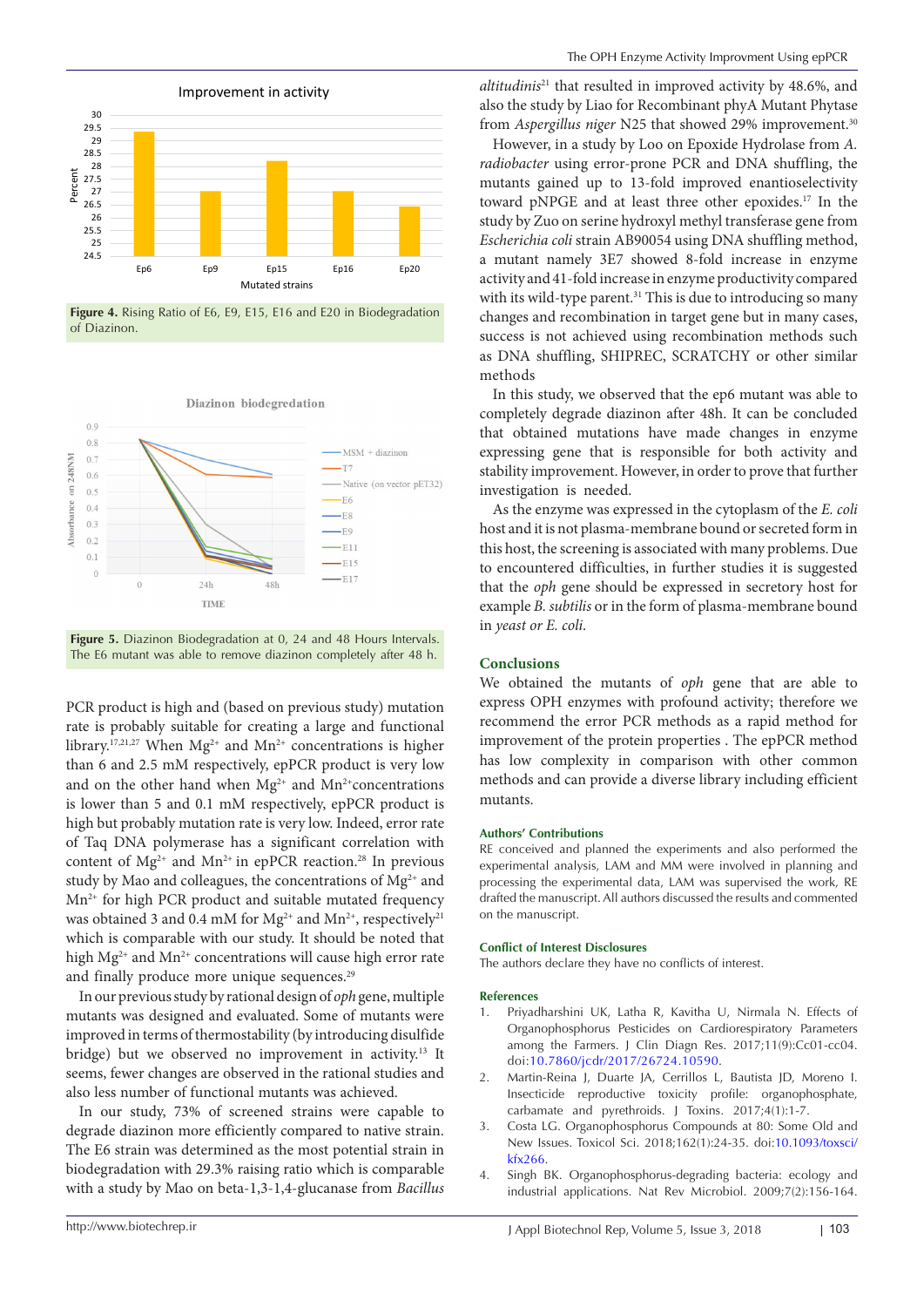Figure 4. Rising Ratio of E6, E9, E15, E16 and E20 in Biodegradation of Diazinon.

Figure 5. Diazinon Biodegradation at 0, 24 and 48 Hours Intervals. The E6 mutant was able to remove diazinon completely after 48 h.

PCR product is high and (based on previous study) mutation rate is probably suitable for creating a large and functional library.[17,21,27] When $Mg^{2+}$ and $Mn^{2+}$ concentrations is higher than 6 and 2.5 mM respectively, epPCR product is very low and on the other hand when $Mg^{2+}$ and $Mn^{2+}$concentrations is lower than 5 and 0.1 mM respectively, epPCR product is high but probably mutation rate is very low. Indeed, error rate of Taq DNA polymerase has a significant correlation with content of $Mg^{2+}$ and $Mn^{2+}$ in epPCR reaction.[28] In previous study by Mao and colleagues, the concentrations of $Mg^{2+}$ and $Mn^{2+}$ for high PCR product and suitable mutated frequency was obtained 3 and 0.4 mM for $Mg^{2+}$ and $Mn^{2+}$, respectively[21] which is comparable with our study. It should be noted that high $Mg^{2+}$ and $Mn^{2+}$ concentrations will cause high error rate and finally produce more unique sequences.[29]

In our previous study by rational design of *oph* gene, multiple mutants was designed and evaluated. Some of mutants were improved in terms of thermostability (by introducing disulfide bridge) but we observed no improvement in activity.[13] It seems, fewer changes are observed in the rational studies and also less number of functional mutants was achieved.

In our study, 73% of screened strains were capable to degrade diazinon more efficiently compared to native strain. The E6 strain was determined as the most potential strain in biodegradation with 29.3% raising ratio which is comparable with a study by Mao on beta-1,3-1,4-glucanase from *Bacillus altitudinis*[21] that resulted in improved activity by 48.6%, and also the study by Liao for Recombinant phyA Mutant Phytase from *Aspergillus niger* N25 that showed 29% improvement.[30]

However, in a study by Loo on Epoxide Hydrolase from *A. radiobacter* using error-prone PCR and DNA shuffling, the mutants gained up to 13-fold improved enantioselectivity toward pNPGE and at least three other epoxides.[17] In the study by Zuo on serine hydroxyl methyl transferase gene from *Escherichia coli* strain AB90054 using DNA shuffling method, a mutant namely 3E7 showed 8-fold increase in enzyme activity and 41-fold increase in enzyme productivity compared with its wild-type parent.[31] This is due to introducing so many changes and recombination in target gene but in many cases, success is not achieved using recombination methods such as DNA shuffling, SHIPREC, SCRATCHY or other similar methods

In this study, we observed that the ep6 mutant was able to completely degrade diazinon after 48h. It can be concluded that obtained mutations have made changes in enzyme expressing gene that is responsible for both activity and stability improvement. However, in order to prove that further investigation is needed.

As the enzyme was expressed in the cytoplasm of the *E. coli* host and it is not plasma-membrane bound or secreted form in this host, the screening is associated with many problems. Due to encountered difficulties, in further studies it is suggested that the *oph* gene should be expressed in secretory host for example *B. subtilis* or in the form of plasma-membrane bound in *yeast or E. coli*.

## Conclusions

We obtained the mutants of *oph* gene that are able to express OPH enzymes with profound activity; therefore we recommend the error PCR methods as a rapid method for improvement of the protein properties . The epPCR method has low complexity in comparison with other common methods and can provide a diverse library including efficient mutants.

### Authors' Contributions

RE conceived and planned the experiments and also performed the experimental analysis, LAM and MM were involved in planning and processing the experimental data, LAM was supervised the work, RE drafted the manuscript. All authors discussed the results and commented on the manuscript.

### Conflict of Interest Disclosures

The authors declare they have no conflicts of interest.

### References

1. Priyadharshini UK, Latha R, Kavitha U, Nirmala N. Effects of Organophosphorus Pesticides on Cardiorespiratory Parameters among the Farmers. J Clin Diagn Res. 2017;11(9):Cc01-cc04. doi:10.7860/jcdr/2017/26724.10590.
2. Martin-Reina J, Duarte JA, Cerrillos L, Bautista JD, Moreno I. Insecticide reproductive toxicity profile: organophosphate, carbamate and pyrethroids. J Toxins. 2017;4(1):1-7.
3. Costa LG. Organophosphorus Compounds at 80: Some Old and New Issues. Toxicol Sci. 2018;162(1):24-35. doi:10.1093/toxsci/kfx266.
4. Singh BK. Organophosphorus-degrading bacteria: ecology and industrial applications. Nat Rev Microbiol. 2009;7(2):156-164.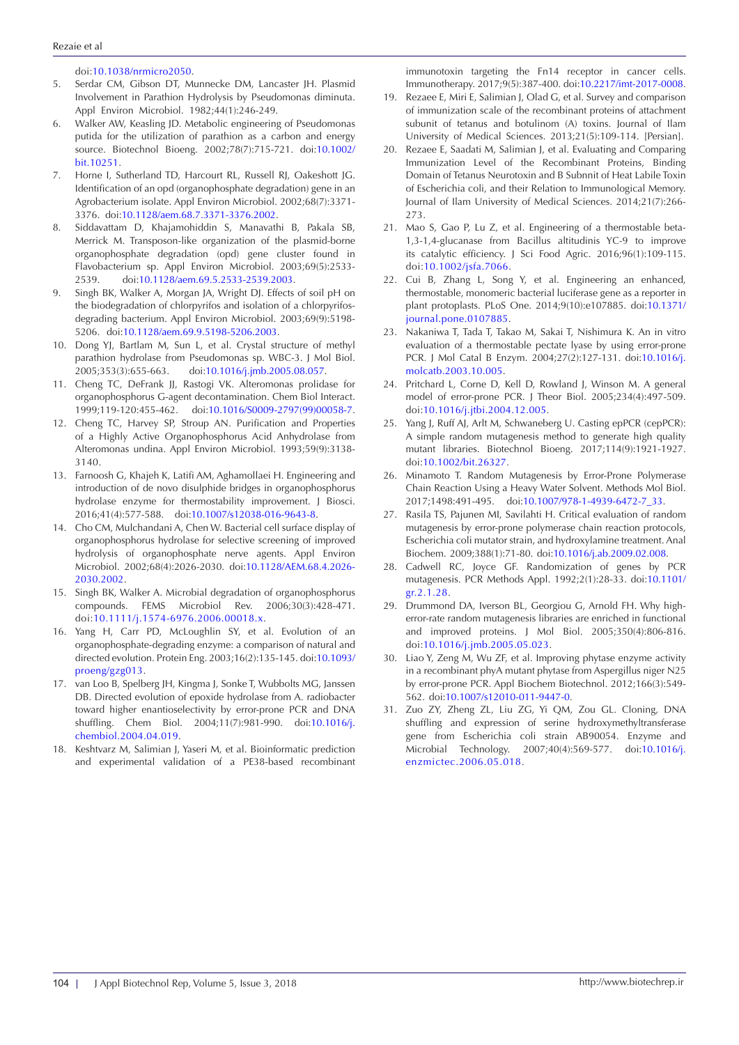doi:10.1038/nrmicro2050.

5. Serdar CM, Gibson DT, Munnecke DM, Lancaster JH. Plasmid Involvement in Parathion Hydrolysis by Pseudomonas diminuta. Appl Environ Microbiol. 1982;44(1):246-249.
6. Walker AW, Keasling JD. Metabolic engineering of Pseudomonas putida for the utilization of parathion as a carbon and energy source. Biotechnol Bioeng. 2002;78(7):715-721. doi:10.1002/bit.10251.
7. Horne I, Sutherland TD, Harcourt RL, Russell RJ, Oakeshott JG. Identification of an opd (organophosphate degradation) gene in an Agrobacterium isolate. Appl Environ Microbiol. 2002;68(7):3371-3376. doi:10.1128/aem.68.7.3371-3376.2002.
8. Siddavattam D, Khajamohiddin S, Manavathi B, Pakala SB, Merrick M. Transposon-like organization of the plasmid-borne organophosphate degradation (opd) gene cluster found in Flavobacterium sp. Appl Environ Microbiol. 2003;69(5):2533-2539. doi:10.1128/aem.69.5.2533-2539.2003.
9. Singh BK, Walker A, Morgan JA, Wright DJ. Effects of soil pH on the biodegradation of chlorpyrifos and isolation of a chlorpyrifos-degrading bacterium. Appl Environ Microbiol. 2003;69(9):5198-5206. doi:10.1128/aem.69.9.5198-5206.2003.
10. Dong YJ, Bartlam M, Sun L, et al. Crystal structure of methyl parathion hydrolase from Pseudomonas sp. WBC-3. J Mol Biol. 2005;353(3):655-663. doi:10.1016/j.jmb.2005.08.057.
11. Cheng TC, DeFrank JJ, Rastogi VK. Alteromonas prolidase for organophosphorus G-agent decontamination. Chem Biol Interact. 1999;119-120:455-462. doi:10.1016/S0009-2797(99)00058-7.
12. Cheng TC, Harvey SP, Stroup AN. Purification and Properties of a Highly Active Organophosphorus Acid Anhydrolase from Alteromonas undina. Appl Environ Microbiol. 1993;59(9):3138-3140.
13. Farnoosh G, Khajeh K, Latifi AM, Aghamollaei H. Engineering and introduction of de novo disulphide bridges in organophosphorus hydrolase enzyme for thermostability improvement. J Biosci. 2016;41(4):577-588. doi:10.1007/s12038-016-9643-8.
14. Cho CM, Mulchandani A, Chen W. Bacterial cell surface display of organophosphorus hydrolase for selective screening of improved hydrolysis of organophosphate nerve agents. Appl Environ Microbiol. 2002;68(4):2026-2030. doi:10.1128/AEM.68.4.2026-2030.2002.
15. Singh BK, Walker A. Microbial degradation of organophosphorus compounds. FEMS Microbiol Rev. 2006;30(3):428-471. doi:10.1111/j.1574-6976.2006.00018.x.
16. Yang H, Carr PD, McLoughlin SY, et al. Evolution of an organophosphate-degrading enzyme: a comparison of natural and directed evolution. Protein Eng. 2003;16(2):135-145. doi:10.1093/proeng/gzg013.
17. van Loo B, Spelberg JH, Kingma J, Sonke T, Wubbolts MG, Janssen DB. Directed evolution of epoxide hydrolase from A. radiobacter toward higher enantioselectivity by error-prone PCR and DNA shuffling. Chem Biol. 2004;11(7):981-990. doi:10.1016/j.chembiol.2004.04.019.
18. Keshtvarz M, Salimian J, Yaseri M, et al. Bioinformatic prediction and experimental validation of a PE38-based recombinant immunotoxin targeting the Fn14 receptor in cancer cells. Immunotherapy. 2017;9(5):387-400. doi:10.2217/imt-2017-0008.
19. Rezaee E, Miri E, Salimian J, Olad G, et al. Survey and comparison of immunization scale of the recombinant proteins of attachment subunit of tetanus and botulinom (A) toxins. Journal of Ilam University of Medical Sciences. 2013;21(5):109-114. [Persian].
20. Rezaee E, Saadati M, Salimian J, et al. Evaluating and Comparing Immunization Level of the Recombinant Proteins, Binding Domain of Tetanus Neurotoxin and B Subnnit of Heat Labile Toxin of Escherichia coli, and their Relation to Immunological Memory. Journal of Ilam University of Medical Sciences. 2014;21(7):266-273.
21. Mao S, Gao P, Lu Z, et al. Engineering of a thermostable beta-1,3-1,4-glucanase from Bacillus altitudinis YC-9 to improve its catalytic efficiency. J Sci Food Agric. 2016;96(1):109-115. doi:10.1002/jsfa.7066.
22. Cui B, Zhang L, Song Y, et al. Engineering an enhanced, thermostable, monomeric bacterial luciferase gene as a reporter in plant protoplasts. PLoS One. 2014;9(10):e107885. doi:10.1371/journal.pone.0107885.
23. Nakaniwa T, Tada T, Takao M, Sakai T, Nishimura K. An in vitro evaluation of a thermostable pectate lyase by using error-prone PCR. J Mol Catal B Enzym. 2004;27(2):127-131. doi:10.1016/j.molcatb.2003.10.005.
24. Pritchard L, Corne D, Kell D, Rowland J, Winson M. A general model of error-prone PCR. J Theor Biol. 2005;234(4):497-509. doi:10.1016/j.jtbi.2004.12.005.
25. Yang J, Ruff AJ, Arlt M, Schwaneberg U. Casting epPCR (cepPCR): A simple random mutagenesis method to generate high quality mutant libraries. Biotechnol Bioeng. 2017;114(9):1921-1927. doi:10.1002/bit.26327.
26. Minamoto T. Random Mutagenesis by Error-Prone Polymerase Chain Reaction Using a Heavy Water Solvent. Methods Mol Biol. 2017;1498:491-495. doi:10.1007/978-1-4939-6472-7_33.
27. Rasila TS, Pajunen MI, Savilahti H. Critical evaluation of random mutagenesis by error-prone polymerase chain reaction protocols, Escherichia coli mutator strain, and hydroxylamine treatment. Anal Biochem. 2009;388(1):71-80. doi:10.1016/j.ab.2009.02.008.
28. Cadwell RC, Joyce GF. Randomization of genes by PCR mutagenesis. PCR Methods Appl. 1992;2(1):28-33. doi:10.1101/gr.2.1.28.
29. Drummond DA, Iverson BL, Georgiou G, Arnold FH. Why high-error-rate random mutagenesis libraries are enriched in functional and improved proteins. J Mol Biol. 2005;350(4):806-816. doi:10.1016/j.jmb.2005.05.023.
30. Liao Y, Zeng M, Wu ZF, et al. Improving phytase enzyme activity in a recombinant phyA mutant phytase from Aspergillus niger N25 by error-prone PCR. Appl Biochem Biotechnol. 2012;166(3):549-562. doi:10.1007/s12010-011-9447-0.
31. Zuo ZY, Zheng ZL, Liu ZG, Yi QM, Zou GL. Cloning, DNA shuffling and expression of serine hydroxymethyltransferase gene from Escherichia coli strain AB90054. Enzyme and Microbial Technology. 2007;40(4):569-577. doi:10.1016/j.enzmictec.2006.05.018.